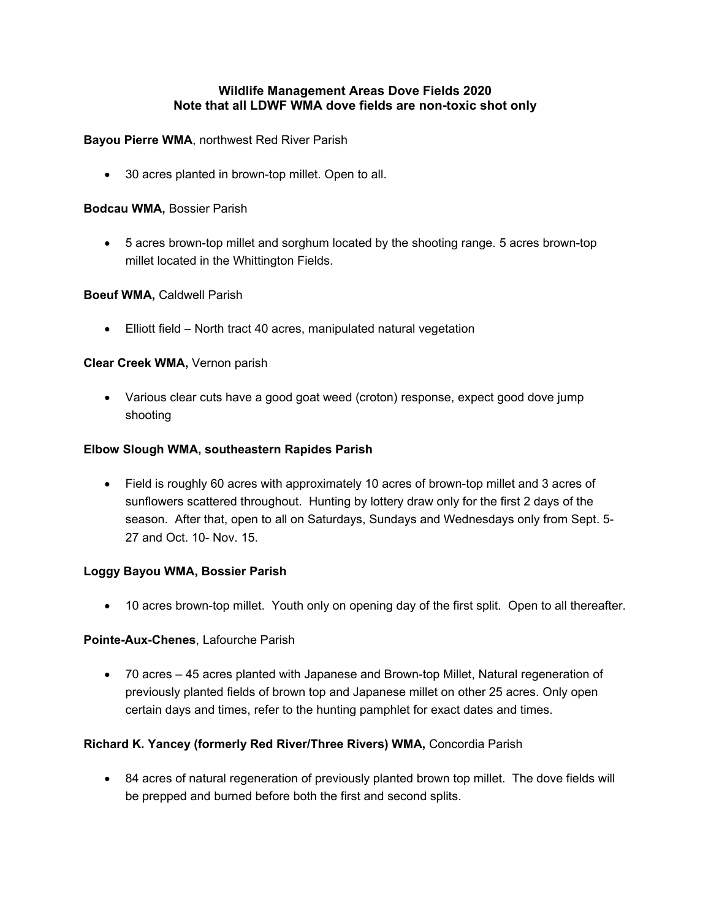**Wildlife Management Areas Dove Fields 2020**
**Note that all LDWF WMA dove fields are non-toxic shot only**

**Bayou Pierre WMA**, northwest Red River Parish

- 30 acres planted in brown-top millet. Open to all.

**Bodcau WMA,** Bossier Parish

- 5 acres brown-top millet and sorghum located by the shooting range. 5 acres brown-top millet located in the Whittington Fields.

**Boeuf WMA,** Caldwell Parish

- Elliott field – North tract 40 acres, manipulated natural vegetation

**Clear Creek WMA,** Vernon parish

- Various clear cuts have a good goat weed (croton) response, expect good dove jump shooting

**Elbow Slough WMA, southeastern Rapides Parish**

- Field is roughly 60 acres with approximately 10 acres of brown-top millet and 3 acres of sunflowers scattered throughout. Hunting by lottery draw only for the first 2 days of the season. After that, open to all on Saturdays, Sundays and Wednesdays only from Sept. 5-27 and Oct. 10- Nov. 15.

**Loggy Bayou WMA, Bossier Parish**

- 10 acres brown-top millet. Youth only on opening day of the first split. Open to all thereafter.

**Pointe-Aux-Chenes**, Lafourche Parish

- 70 acres – 45 acres planted with Japanese and Brown-top Millet, Natural regeneration of previously planted fields of brown top and Japanese millet on other 25 acres. Only open certain days and times, refer to the hunting pamphlet for exact dates and times.

**Richard K. Yancey (formerly Red River/Three Rivers) WMA,** Concordia Parish

- 84 acres of natural regeneration of previously planted brown top millet. The dove fields will be prepped and burned before both the first and second splits.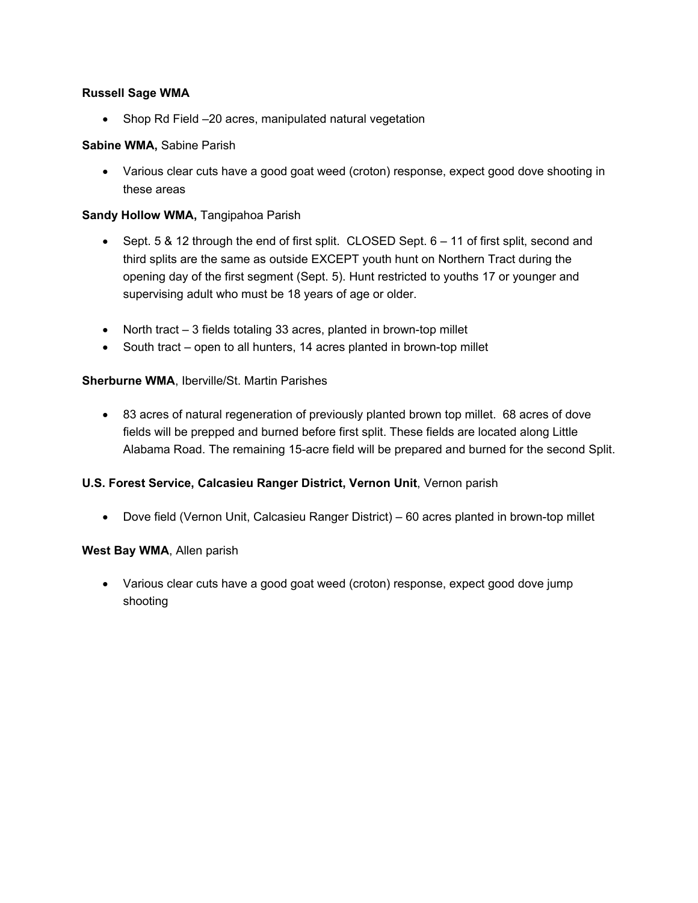**Russell Sage WMA**

- Shop Rd Field –20 acres, manipulated natural vegetation

**Sabine WMA,** Sabine Parish

- Various clear cuts have a good goat weed (croton) response, expect good dove shooting in these areas

**Sandy Hollow WMA,** Tangipahoa Parish

- Sept. 5 & 12 through the end of first split. CLOSED Sept. 6 – 11 of first split, second and third splits are the same as outside EXCEPT youth hunt on Northern Tract during the opening day of the first segment (Sept. 5). Hunt restricted to youths 17 or younger and supervising adult who must be 18 years of age or older.

- North tract – 3 fields totaling 33 acres, planted in brown-top millet
- South tract – open to all hunters, 14 acres planted in brown-top millet

**Sherburne WMA**, Iberville/St. Martin Parishes

- 83 acres of natural regeneration of previously planted brown top millet. 68 acres of dove fields will be prepped and burned before first split. These fields are located along Little Alabama Road. The remaining 15-acre field will be prepared and burned for the second Split.

**U.S. Forest Service, Calcasieu Ranger District, Vernon Unit**, Vernon parish

- Dove field (Vernon Unit, Calcasieu Ranger District) – 60 acres planted in brown-top millet

**West Bay WMA**, Allen parish

- Various clear cuts have a good goat weed (croton) response, expect good dove jump shooting